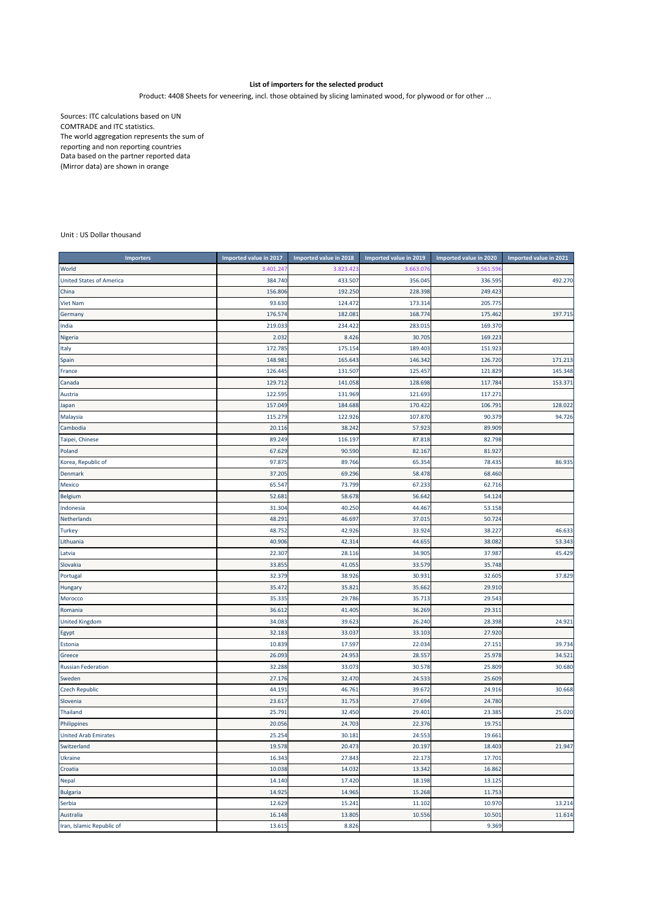**List of importers for the selected product**

Product: 4408 Sheets for veneering, incl. those obtained by slicing laminated wood, for plywood or for other ...

Sources: ITC calculations based on UN COMTRADE and ITC statistics.
The world aggregation represents the sum of reporting and non reporting countries
Data based on the partner reported data (Mirror data) are shown in orange

Unit : US Dollar thousand

| Importers | Imported value in 2017 | Imported value in 2018 | Imported value in 2019 | Imported value in 2020 | Imported value in 2021 |
|---|---|---|---|---|---|
| World | 3.401.247 | 3.823.423 | 3.663.076 | 3.561.596 | |
| United States of America | 384.740 | 433.507 | 356.045 | 336.595 | 492.270 |
| China | 156.806 | 192.250 | 228.398 | 249.423 | |
| Viet Nam | 93.630 | 124.472 | 173.314 | 205.775 | |
| Germany | 176.574 | 182.081 | 168.774 | 175.462 | 197.715 |
| India | 219.033 | 234.422 | 283.015 | 169.370 | |
| Nigeria | 2.032 | 8.426 | 30.705 | 169.223 | |
| Italy | 172.785 | 175.154 | 189.403 | 151.923 | |
| Spain | 148.981 | 165.643 | 146.342 | 126.720 | 171.213 |
| France | 126.445 | 131.507 | 125.457 | 121.829 | 145.348 |
| Canada | 129.712 | 141.058 | 128.698 | 117.784 | 153.371 |
| Austria | 122.595 | 131.969 | 121.693 | 117.271 | |
| Japan | 157.049 | 184.688 | 170.422 | 106.791 | 128.022 |
| Malaysia | 115.279 | 122.926 | 107.870 | 90.379 | 94.726 |
| Cambodia | 20.116 | 38.242 | 57.923 | 89.909 | |
| Taipei, Chinese | 89.249 | 116.197 | 87.818 | 82.798 | |
| Poland | 67.629 | 90.590 | 82.167 | 81.927 | |
| Korea, Republic of | 97.875 | 89.766 | 65.354 | 78.435 | 86.935 |
| Denmark | 37.205 | 69.296 | 58.478 | 68.460 | |
| Mexico | 65.547 | 73.799 | 67.233 | 62.716 | |
| Belgium | 52.681 | 58.678 | 56.642 | 54.124 | |
| Indonesia | 31.304 | 40.250 | 44.467 | 53.158 | |
| Netherlands | 48.291 | 46.697 | 37.015 | 50.724 | |
| Turkey | 48.752 | 42.926 | 33.924 | 38.227 | 46.633 |
| Lithuania | 40.906 | 42.314 | 44.655 | 38.082 | 53.343 |
| Latvia | 22.307 | 28.116 | 34.905 | 37.987 | 45.429 |
| Slovakia | 33.855 | 41.055 | 33.579 | 35.748 | |
| Portugal | 32.379 | 38.926 | 30.931 | 32.605 | 37.829 |
| Hungary | 35.472 | 35.821 | 35.662 | 29.910 | |
| Morocco | 35.335 | 29.786 | 35.713 | 29.543 | |
| Romania | 36.612 | 41.405 | 36.269 | 29.311 | |
| United Kingdom | 34.083 | 39.623 | 26.240 | 28.398 | 24.921 |
| Egypt | 32.183 | 33.037 | 33.103 | 27.920 | |
| Estonia | 10.839 | 17.597 | 22.034 | 27.151 | 39.734 |
| Greece | 26.093 | 24.953 | 28.557 | 25.978 | 34.521 |
| Russian Federation | 32.288 | 33.073 | 30.578 | 25.809 | 30.680 |
| Sweden | 27.176 | 32.470 | 24.533 | 25.609 | |
| Czech Republic | 44.191 | 46.761 | 39.672 | 24.916 | 30.668 |
| Slovenia | 23.617 | 31.753 | 27.694 | 24.780 | |
| Thailand | 25.791 | 32.450 | 29.401 | 23.385 | 25.020 |
| Philippines | 20.056 | 24.703 | 22.376 | 19.751 | |
| United Arab Emirates | 25.254 | 30.181 | 24.553 | 19.661 | |
| Switzerland | 19.578 | 20.473 | 20.197 | 18.403 | 21.947 |
| Ukraine | 16.343 | 27.843 | 22.173 | 17.701 | |
| Croatia | 10.038 | 14.032 | 13.342 | 16.862 | |
| Nepal | 14.140 | 17.420 | 18.198 | 13.125 | |
| Bulgaria | 14.925 | 14.965 | 15.268 | 11.753 | |
| Serbia | 12.629 | 15.241 | 11.102 | 10.970 | 13.214 |
| Australia | 16.148 | 13.805 | 10.556 | 10.501 | 11.614 |
| Iran, Islamic Republic of | 13.615 | 8.826 | | 9.369 | |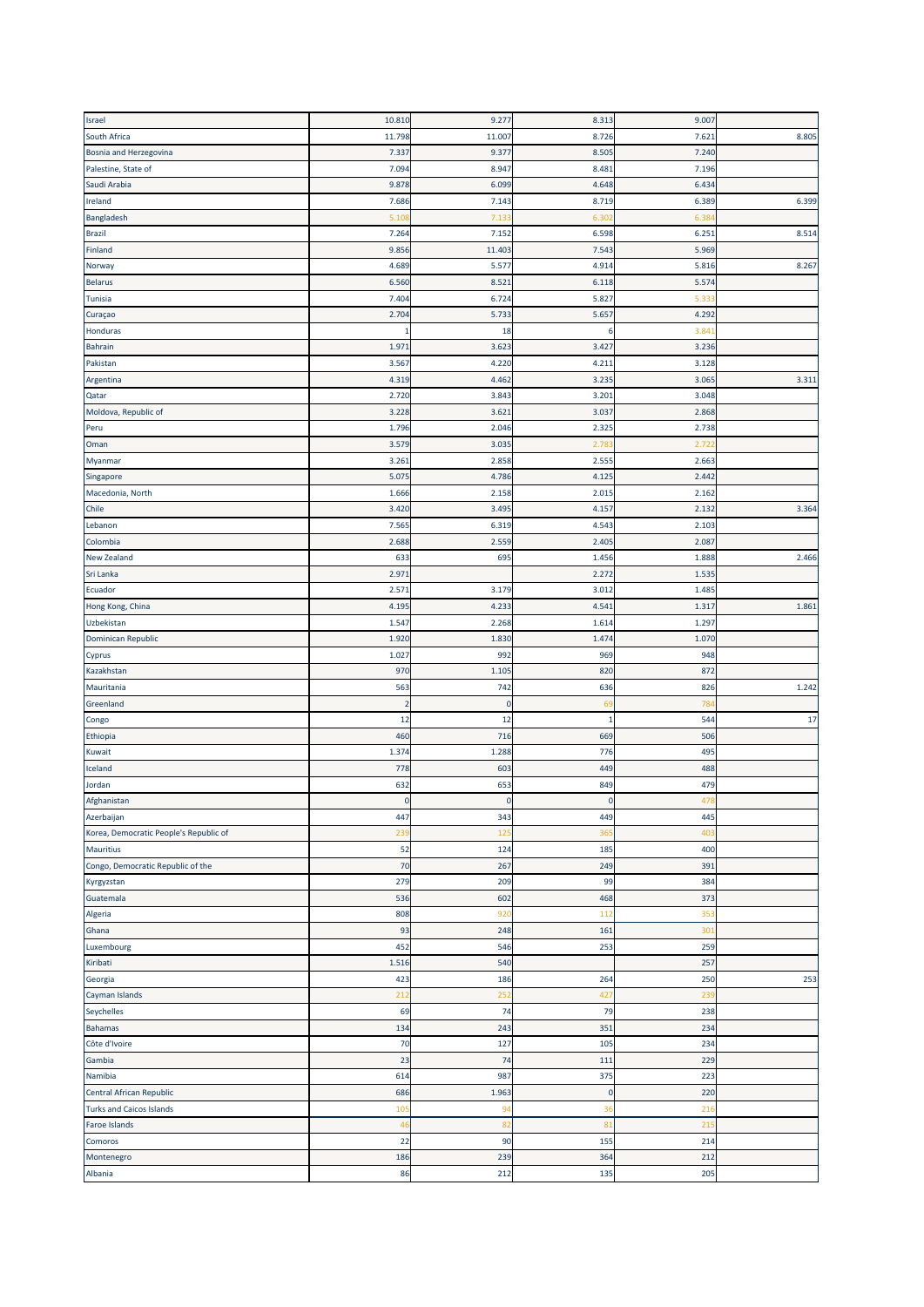| | | | | | |
|---|---|---|---|---|---|
| Israel | 10.810 | 9.277 | 8.313 | 9.007 | |
| South Africa | 11.798 | 11.007 | 8.726 | 7.621 | 8.805 |
| Bosnia and Herzegovina | 7.337 | 9.377 | 8.505 | 7.240 | |
| Palestine, State of | 7.094 | 8.947 | 8.481 | 7.196 | |
| Saudi Arabia | 9.878 | 6.099 | 4.648 | 6.434 | |
| Ireland | 7.686 | 7.143 | 8.719 | 6.389 | 6.399 |
| Bangladesh | 5.108 | 7.133 | 6.302 | 6.384 | |
| Brazil | 7.264 | 7.152 | 6.598 | 6.251 | 8.514 |
| Finland | 9.856 | 11.403 | 7.543 | 5.969 | |
| Norway | 4.689 | 5.577 | 4.914 | 5.816 | 8.267 |
| Belarus | 6.560 | 8.521 | 6.118 | 5.574 | |
| Tunisia | 7.404 | 6.724 | 5.827 | 5.333 | |
| Curaçao | 2.704 | 5.733 | 5.657 | 4.292 | |
| Honduras | 1 | 18 | 6 | 3.841 | |
| Bahrain | 1.971 | 3.623 | 3.427 | 3.236 | |
| Pakistan | 3.567 | 4.220 | 4.211 | 3.128 | |
| Argentina | 4.319 | 4.462 | 3.235 | 3.065 | 3.311 |
| Qatar | 2.720 | 3.843 | 3.201 | 3.048 | |
| Moldova, Republic of | 3.228 | 3.621 | 3.037 | 2.868 | |
| Peru | 1.796 | 2.046 | 2.325 | 2.738 | |
| Oman | 3.579 | 3.035 | 2.783 | 2.722 | |
| Myanmar | 3.261 | 2.858 | 2.555 | 2.663 | |
| Singapore | 5.075 | 4.786 | 4.125 | 2.442 | |
| Macedonia, North | 1.666 | 2.158 | 2.015 | 2.162 | |
| Chile | 3.420 | 3.495 | 4.157 | 2.132 | 3.364 |
| Lebanon | 7.565 | 6.319 | 4.543 | 2.103 | |
| Colombia | 2.688 | 2.559 | 2.405 | 2.087 | |
| New Zealand | 633 | 695 | 1.456 | 1.888 | 2.466 |
| Sri Lanka | 2.971 | | 2.272 | 1.535 | |
| Ecuador | 2.571 | 3.179 | 3.012 | 1.485 | |
| Hong Kong, China | 4.195 | 4.233 | 4.541 | 1.317 | 1.861 |
| Uzbekistan | 1.547 | 2.268 | 1.614 | 1.297 | |
| Dominican Republic | 1.920 | 1.830 | 1.474 | 1.070 | |
| Cyprus | 1.027 | 992 | 969 | 948 | |
| Kazakhstan | 970 | 1.105 | 820 | 872 | |
| Mauritania | 563 | 742 | 636 | 826 | 1.242 |
| Greenland | 2 | 0 | 69 | 784 | |
| Congo | 12 | 12 | 1 | 544 | 17 |
| Ethiopia | 460 | 716 | 669 | 506 | |
| Kuwait | 1.374 | 1.288 | 776 | 495 | |
| Iceland | 778 | 603 | 449 | 488 | |
| Jordan | 632 | 653 | 849 | 479 | |
| Afghanistan | 0 | 0 | 0 | 478 | |
| Azerbaijan | 447 | 343 | 449 | 445 | |
| Korea, Democratic People's Republic of | 239 | 125 | 365 | 403 | |
| Mauritius | 52 | 124 | 185 | 400 | |
| Congo, Democratic Republic of the | 70 | 267 | 249 | 391 | |
| Kyrgyzstan | 279 | 209 | 99 | 384 | |
| Guatemala | 536 | 602 | 468 | 373 | |
| Algeria | 808 | 920 | 112 | 353 | |
| Ghana | 93 | 248 | 161 | 301 | |
| Luxembourg | 452 | 546 | 253 | 259 | |
| Kiribati | 1.516 | 540 | | 257 | |
| Georgia | 423 | 186 | 264 | 250 | 253 |
| Cayman Islands | 212 | 252 | 427 | 239 | |
| Seychelles | 69 | 74 | 79 | 238 | |
| Bahamas | 134 | 243 | 351 | 234 | |
| Côte d'Ivoire | 70 | 127 | 105 | 234 | |
| Gambia | 23 | 74 | 111 | 229 | |
| Namibia | 614 | 987 | 375 | 223 | |
| Central African Republic | 686 | 1.963 | 0 | 220 | |
| Turks and Caicos Islands | 105 | 94 | 36 | 216 | |
| Faroe Islands | 46 | 82 | 81 | 215 | |
| Comoros | 22 | 90 | 155 | 214 | |
| Montenegro | 186 | 239 | 364 | 212 | |
| Albania | 86 | 212 | 135 | 205 | |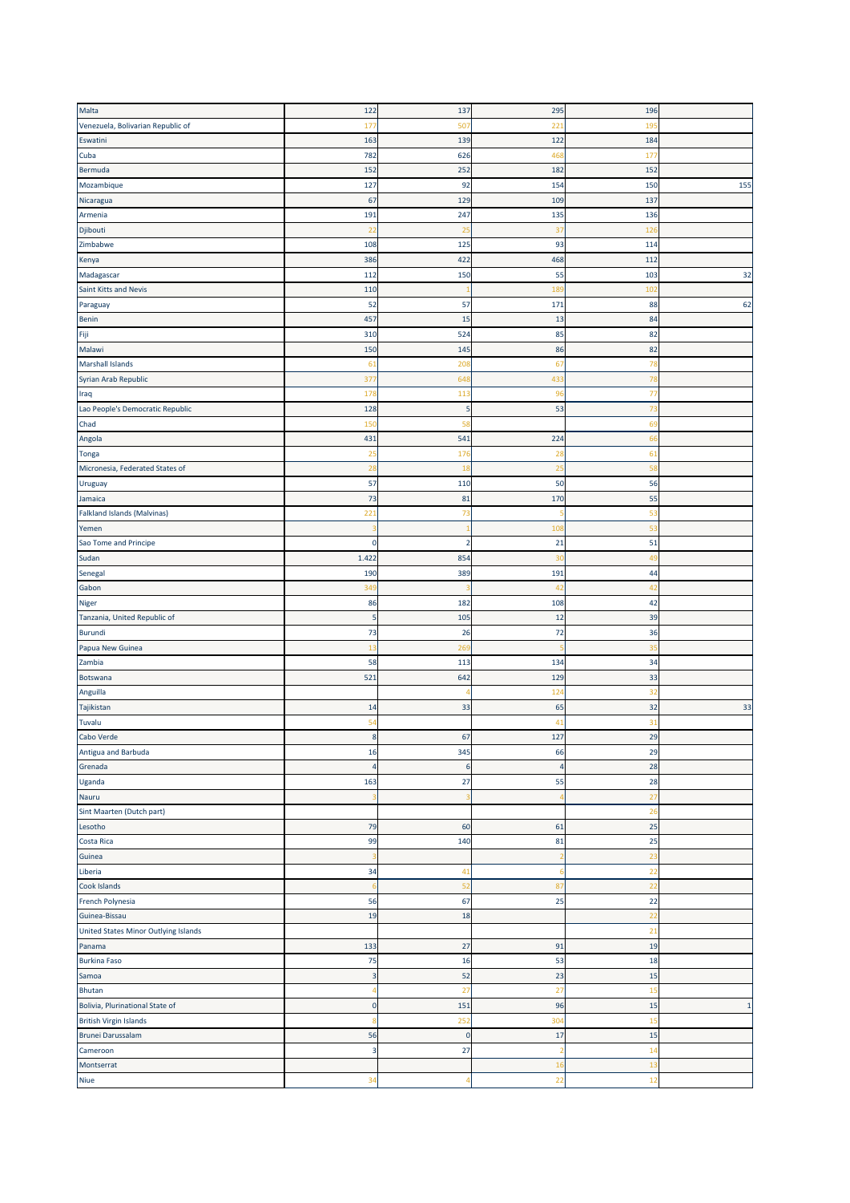| | | | | | |
|---|---|---|---|---|---|
| Malta | 122 | 137 | 295 | 196 | |
| Venezuela, Bolivarian Republic of | 177 | 507 | 221 | 195 | |
| Eswatini | 163 | 139 | 122 | 184 | |
| Cuba | 782 | 626 | 468 | 177 | |
| Bermuda | 152 | 252 | 182 | 152 | |
| Mozambique | 127 | 92 | 154 | 150 | 155 |
| Nicaragua | 67 | 129 | 109 | 137 | |
| Armenia | 191 | 247 | 135 | 136 | |
| Djibouti | 22 | 25 | 37 | 126 | |
| Zimbabwe | 108 | 125 | 93 | 114 | |
| Kenya | 386 | 422 | 468 | 112 | |
| Madagascar | 112 | 150 | 55 | 103 | 32 |
| Saint Kitts and Nevis | 110 | 1 | 189 | 102 | |
| Paraguay | 52 | 57 | 171 | 88 | 62 |
| Benin | 457 | 15 | 13 | 84 | |
| Fiji | 310 | 524 | 85 | 82 | |
| Malawi | 150 | 145 | 86 | 82 | |
| Marshall Islands | 61 | 208 | 67 | 78 | |
| Syrian Arab Republic | 377 | 648 | 433 | 78 | |
| Iraq | 178 | 113 | 96 | 77 | |
| Lao People's Democratic Republic | 128 | 5 | 53 | 73 | |
| Chad | 150 | 58 | | 69 | |
| Angola | 431 | 541 | 224 | 66 | |
| Tonga | 25 | 176 | 28 | 61 | |
| Micronesia, Federated States of | 28 | 18 | 25 | 58 | |
| Uruguay | 57 | 110 | 50 | 56 | |
| Jamaica | 73 | 81 | 170 | 55 | |
| Falkland Islands (Malvinas) | 221 | 73 | 5 | 53 | |
| Yemen | 3 | 1 | 108 | 53 | |
| Sao Tome and Principe | 0 | 2 | 21 | 51 | |
| Sudan | 1.422 | 854 | 30 | 49 | |
| Senegal | 190 | 389 | 191 | 44 | |
| Gabon | 349 | 3 | 42 | 42 | |
| Niger | 86 | 182 | 108 | 42 | |
| Tanzania, United Republic of | 5 | 105 | 12 | 39 | |
| Burundi | 73 | 26 | 72 | 36 | |
| Papua New Guinea | 13 | 269 | 5 | 35 | |
| Zambia | 58 | 113 | 134 | 34 | |
| Botswana | 521 | 642 | 129 | 33 | |
| Anguilla | | 4 | 124 | 32 | |
| Tajikistan | 14 | 33 | 65 | 32 | 33 |
| Tuvalu | 54 | | 41 | 31 | |
| Cabo Verde | 8 | 67 | 127 | 29 | |
| Antigua and Barbuda | 16 | 345 | 66 | 29 | |
| Grenada | 4 | 6 | 4 | 28 | |
| Uganda | 163 | 27 | 55 | 28 | |
| Nauru | 3 | 3 | 4 | 27 | |
| Sint Maarten (Dutch part) | | | | 26 | |
| Lesotho | 79 | 60 | 61 | 25 | |
| Costa Rica | 99 | 140 | 81 | 25 | |
| Guinea | 3 | | 2 | 23 | |
| Liberia | 34 | 41 | 6 | 22 | |
| Cook Islands | 6 | 52 | 87 | 22 | |
| French Polynesia | 56 | 67 | 25 | 22 | |
| Guinea-Bissau | 19 | 18 | | 22 | |
| United States Minor Outlying Islands | | | | 21 | |
| Panama | 133 | 27 | 91 | 19 | |
| Burkina Faso | 75 | 16 | 53 | 18 | |
| Samoa | 3 | 52 | 23 | 15 | |
| Bhutan | 4 | 27 | 27 | 15 | |
| Bolivia, Plurinational State of | 0 | 151 | 96 | 15 | 1 |
| British Virgin Islands | 8 | 252 | 304 | 15 | |
| Brunei Darussalam | 56 | 0 | 17 | 15 | |
| Cameroon | 3 | 27 | 2 | 14 | |
| Montserrat | | | 16 | 13 | |
| Niue | 34 | 4 | 22 | 12 | |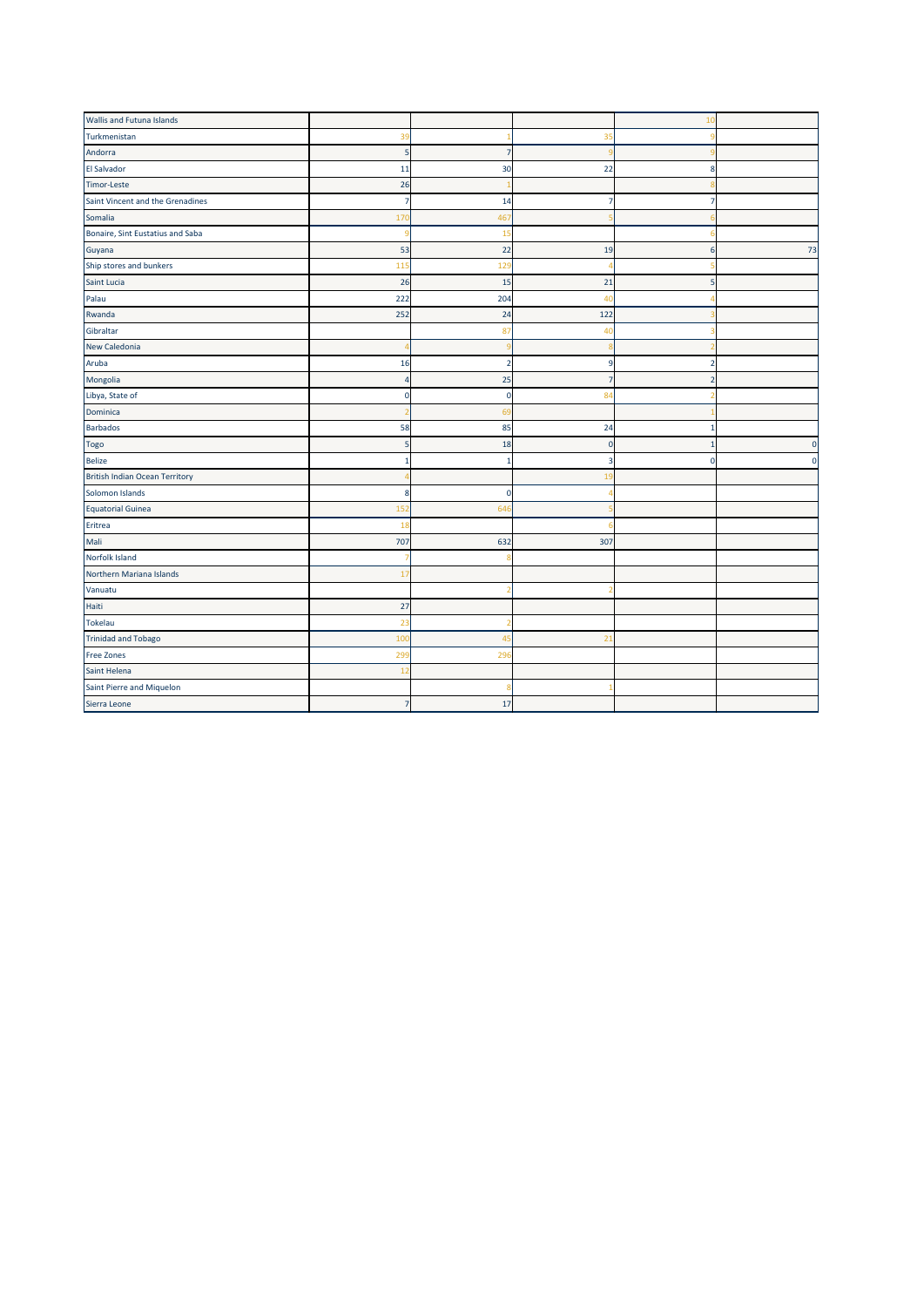| | | | | | |
|---|---|---|---|---|---|
| Wallis and Futuna Islands | | | | 10 | |
| Turkmenistan | 39 | 1 | 35 | 9 | |
| Andorra | 5 | 7 | 9 | 9 | |
| El Salvador | 11 | 30 | 22 | 8 | |
| Timor-Leste | 26 | 1 | | 8 | |
| Saint Vincent and the Grenadines | 7 | 14 | 7 | 7 | |
| Somalia | 170 | 467 | 5 | 6 | |
| Bonaire, Sint Eustatius and Saba | 9 | 15 | | 6 | |
| Guyana | 53 | 22 | 19 | 6 | 73 |
| Ship stores and bunkers | 115 | 129 | 4 | 5 | |
| Saint Lucia | 26 | 15 | 21 | 5 | |
| Palau | 222 | 204 | 40 | 4 | |
| Rwanda | 252 | 24 | 122 | 3 | |
| Gibraltar | | 87 | 40 | 3 | |
| New Caledonia | 4 | 9 | 8 | 2 | |
| Aruba | 16 | 2 | 9 | 2 | |
| Mongolia | 4 | 25 | 7 | 2 | |
| Libya, State of | 0 | 0 | 84 | 2 | |
| Dominica | 2 | 69 | | 1 | |
| Barbados | 58 | 85 | 24 | 1 | |
| Togo | 5 | 18 | 0 | 1 | 0 |
| Belize | 1 | 1 | 3 | 0 | 0 |
| British Indian Ocean Territory | 4 | | 19 | | |
| Solomon Islands | 8 | 0 | 4 | | |
| Equatorial Guinea | 152 | 646 | 5 | | |
| Eritrea | 18 | | 6 | | |
| Mali | 707 | 632 | 307 | | |
| Norfolk Island | 7 | 8 | | | |
| Northern Mariana Islands | 17 | | | | |
| Vanuatu | | 2 | 2 | | |
| Haiti | 27 | | | | |
| Tokelau | 23 | 2 | | | |
| Trinidad and Tobago | 100 | 45 | 21 | | |
| Free Zones | 299 | 296 | | | |
| Saint Helena | 12 | | | | |
| Saint Pierre and Miquelon | | 8 | 1 | | |
| Sierra Leone | 7 | 17 | | | |